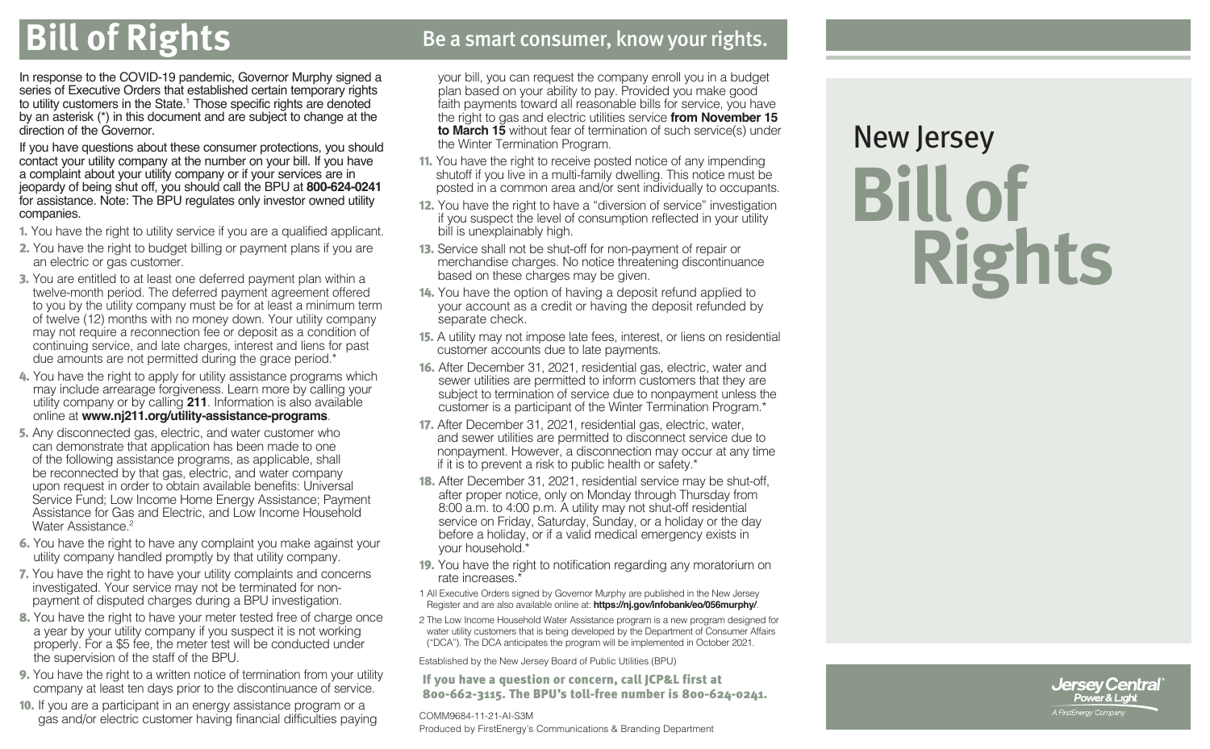# Bill of Rights

## Be a smart consumer, know your rights.

In response to the COVID-19 pandemic, Governor Murphy signed a series of Executive Orders that established certain temporary rights to utility customers in the State.[1] Those specific rights are denoted by an asterisk (*) in this document and are subject to change at the direction of the Governor.

If you have questions about these consumer protections, you should contact your utility company at the number on your bill. If you have a complaint about your utility company or if your services are in jeopardy of being shut off, you should call the BPU at **800-624-0241** for assistance. Note: The BPU regulates only investor owned utility companies.

1. You have the right to utility service if you are a qualified applicant.
2. You have the right to budget billing or payment plans if you are an electric or gas customer.
3. You are entitled to at least one deferred payment plan within a twelve-month period. The deferred payment agreement offered to you by the utility company must be for at least a minimum term of twelve (12) months with no money down. Your utility company may not require a reconnection fee or deposit as a condition of continuing service, and late charges, interest and liens for past due amounts are not permitted during the grace period.*
4. You have the right to apply for utility assistance programs which may include arrearage forgiveness. Learn more by calling your utility company or by calling **211**. Information is also available online at **www.nj211.org/utility-assistance-programs**.
5. Any disconnected gas, electric, and water customer who can demonstrate that application has been made to one of the following assistance programs, as applicable, shall be reconnected by that gas, electric, and water company upon request in order to obtain available benefits: Universal Service Fund; Low Income Home Energy Assistance; Payment Assistance for Gas and Electric, and Low Income Household Water Assistance.[2]
6. You have the right to have any complaint you make against your utility company handled promptly by that utility company.
7. You have the right to have your utility complaints and concerns investigated. Your service may not be terminated for non-payment of disputed charges during a BPU investigation.
8. You have the right to have your meter tested free of charge once a year by your utility company if you suspect it is not working properly. For a $5 fee, the meter test will be conducted under the supervision of the staff of the BPU.
9. You have the right to a written notice of termination from your utility company at least ten days prior to the discontinuance of service.
10. If you are a participant in an energy assistance program or a gas and/or electric customer having financial difficulties paying your bill, you can request the company enroll you in a budget plan based on your ability to pay. Provided you make good faith payments toward all reasonable bills for service, you have the right to gas and electric utilities service **from November 15 to March 15** without fear of termination of such service(s) under the Winter Termination Program.
11. You have the right to receive posted notice of any impending shutoff if you live in a multi-family dwelling. This notice must be posted in a common area and/or sent individually to occupants.
12. You have the right to have a "diversion of service" investigation if you suspect the level of consumption reflected in your utility bill is unexplainably high.
13. Service shall not be shut-off for non-payment of repair or merchandise charges. No notice threatening discontinuance based on these charges may be given.
14. You have the option of having a deposit refund applied to your account as a credit or having the deposit refunded by separate check.
15. A utility may not impose late fees, interest, or liens on residential customer accounts due to late payments.
16. After December 31, 2021, residential gas, electric, water and sewer utilities are permitted to inform customers that they are subject to termination of service due to nonpayment unless the customer is a participant of the Winter Termination Program.*
17. After December 31, 2021, residential gas, electric, water, and sewer utilities are permitted to disconnect service due to nonpayment. However, a disconnection may occur at any time if it is to prevent a risk to public health or safety.*
18. After December 31, 2021, residential service may be shut-off, after proper notice, only on Monday through Thursday from 8:00 a.m. to 4:00 p.m. A utility may not shut-off residential service on Friday, Saturday, Sunday, or a holiday or the day before a holiday, or if a valid medical emergency exists in your household.*
19. You have the right to notification regarding any moratorium on rate increases.*

1 All Executive Orders signed by Governor Murphy are published in the New Jersey Register and are also available online at: **https://nj.gov/infobank/eo/056murphy/**.

2 The Low Income Household Water Assistance program is a new program designed for water utility customers that is being developed by the Department of Consumer Affairs ("DCA"). The DCA anticipates the program will be implemented in October 2021.

Established by the New Jersey Board of Public Utilities (BPU)

**If you have a question or concern, call JCP&L first at 800-662-3115. The BPU's toll-free number is 800-624-0241.**

COMM9684-11-21-AI-S3M

Produced by FirstEnergy's Communications & Branding Department

# New Jersey Bill of Rights

Jersey Central Power & Light

A FirstEnergy Company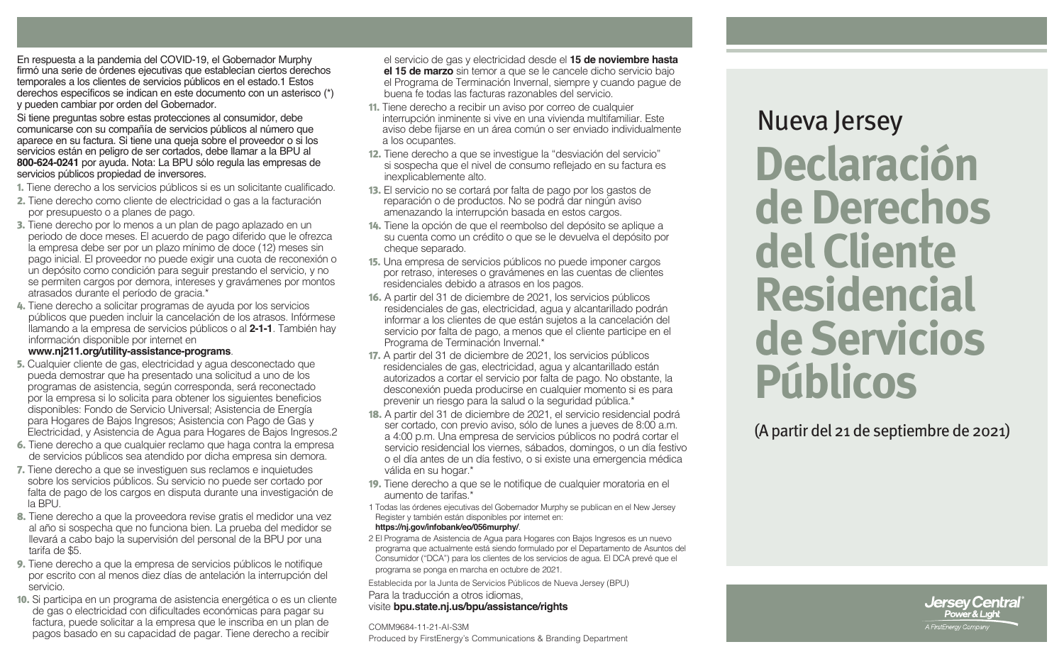En respuesta a la pandemia del COVID-19, el Gobernador Murphy firmó una serie de órdenes ejecutivas que establecían ciertos derechos temporales a los clientes de servicios públicos en el estado.1 Estos derechos específicos se indican en este documento con un asterisco (*) y pueden cambiar por orden del Gobernador.

Si tiene preguntas sobre estas protecciones al consumidor, debe comunicarse con su compañía de servicios públicos al número que aparece en su factura. Si tiene una queja sobre el proveedor o si los servicios están en peligro de ser cortados, debe llamar a la BPU al **800-624-0241** por ayuda. Nota: La BPU sólo regula las empresas de servicios públicos propiedad de inversores.

1. Tiene derecho a los servicios públicos si es un solicitante cualificado.
2. Tiene derecho como cliente de electricidad o gas a la facturación por presupuesto o a planes de pago.
3. Tiene derecho por lo menos a un plan de pago aplazado en un periodo de doce meses. El acuerdo de pago diferido que le ofrezca la empresa debe ser por un plazo mínimo de doce (12) meses sin pago inicial. El proveedor no puede exigir una cuota de reconexión o un depósito como condición para seguir prestando el servicio, y no se permiten cargos por demora, intereses y gravámenes por montos atrasados durante el período de gracia.*
4. Tiene derecho a solicitar programas de ayuda por los servicios públicos que pueden incluir la cancelación de los atrasos. Infórmese llamando a la empresa de servicios públicos o al **2-1-1**. También hay información disponible por internet en **www.nj211.org/utility-assistance-programs**.
5. Cualquier cliente de gas, electricidad y agua desconectado que pueda demostrar que ha presentado una solicitud a uno de los programas de asistencia, según corresponda, será reconectado por la empresa si lo solicita para obtener los siguientes beneficios disponibles: Fondo de Servicio Universal; Asistencia de Energía para Hogares de Bajos Ingresos; Asistencia con Pago de Gas y Electricidad, y Asistencia de Agua para Hogares de Bajos Ingresos.2
6. Tiene derecho a que cualquier reclamo que haga contra la empresa de servicios públicos sea atendido por dicha empresa sin demora.
7. Tiene derecho a que se investiguen sus reclamos e inquietudes sobre los servicios públicos. Su servicio no puede ser cortado por falta de pago de los cargos en disputa durante una investigación de la BPU.
8. Tiene derecho a que la proveedora revise gratis el medidor una vez al año si sospecha que no funciona bien. La prueba del medidor se llevará a cabo bajo la supervisión del personal de la BPU por una tarifa de $5.
9. Tiene derecho a que la empresa de servicios públicos le notifique por escrito con al menos diez días de antelación la interrupción del servicio.
10. Si participa en un programa de asistencia energética o es un cliente de gas o electricidad con dificultades económicas para pagar su factura, puede solicitar a la empresa que le inscriba en un plan de pagos basado en su capacidad de pagar. Tiene derecho a recibir el servicio de gas y electricidad desde el **15 de noviembre hasta el 15 de marzo** sin temor a que se le cancele dicho servicio bajo el Programa de Terminación Invernal, siempre y cuando pague de buena fe todas las facturas razonables del servicio.
11. Tiene derecho a recibir un aviso por correo de cualquier interrupción inminente si vive en una vivienda multifamiliar. Este aviso debe fijarse en un área común o ser enviado individualmente a los ocupantes.
12. Tiene derecho a que se investigue la "desviación del servicio" si sospecha que el nivel de consumo reflejado en su factura es inexplicablemente alto.
13. El servicio no se cortará por falta de pago por los gastos de reparación o de productos. No se podrá dar ningún aviso amenazando la interrupción basada en estos cargos.
14. Tiene la opción de que el reembolso del depósito se aplique a su cuenta como un crédito o que se le devuelva el depósito por cheque separado.
15. Una empresa de servicios públicos no puede imponer cargos por retraso, intereses o gravámenes en las cuentas de clientes residenciales debido a atrasos en los pagos.
16. A partir del 31 de diciembre de 2021, los servicios públicos residenciales de gas, electricidad, agua y alcantarillado podrán informar a los clientes de que están sujetos a la cancelación del servicio por falta de pago, a menos que el cliente participe en el Programa de Terminación Invernal.*
17. A partir del 31 de diciembre de 2021, los servicios públicos residenciales de gas, electricidad, agua y alcantarillado están autorizados a cortar el servicio por falta de pago. No obstante, la desconexión pueda producirse en cualquier momento si es para prevenir un riesgo para la salud o la seguridad pública.*
18. A partir del 31 de diciembre de 2021, el servicio residencial podrá ser cortado, con previo aviso, sólo de lunes a jueves de 8:00 a.m. a 4:00 p.m. Una empresa de servicios públicos no podrá cortar el servicio residencial los viernes, sábados, domingos, o un día festivo o el día antes de un día festivo, o si existe una emergencia médica válida en su hogar.*
19. Tiene derecho a que se le notifique de cualquier moratoria en el aumento de tarifas.*

1 Todas las órdenes ejecutivas del Gobernador Murphy se publican en el New Jersey Register y también están disponibles por internet en: **https://nj.gov/infobank/eo/056murphy/**.

2 El Programa de Asistencia de Agua para Hogares con Bajos Ingresos es un nuevo programa que actualmente está siendo formulado por el Departamento de Asuntos del Consumidor ("DCA") para los clientes de los servicios de agua. El DCA prevé que el programa se ponga en marcha en octubre de 2021.

Establecida por la Junta de Servicios Públicos de Nueva Jersey (BPU)

Para la traducción a otros idiomas, visite **bpu.state.nj.us/bpu/assistance/rights**

COMM9684-11-21-AI-S3M

Produced by FirstEnergy's Communications & Branding Department

# Nueva Jersey

# Declaración de Derechos del Cliente Residencial de Servicios Públicos

(A partir del 21 de septiembre de 2021)

Jersey Central Power & Light
A FirstEnergy Company